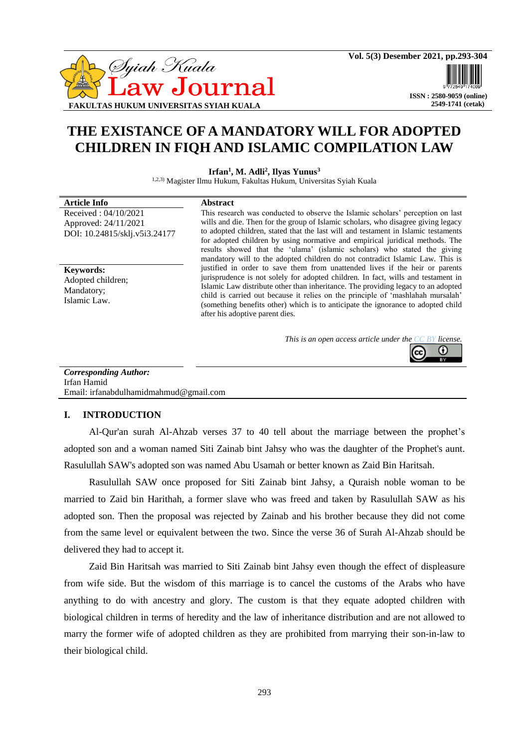# THE EXISTANCE OF A MANDATORY WILL FOR ADOPTED CHILDREN IN FIQH AND ISLAMIC COMPILATION LAW

**Irfan[1], M. Adli[2], Ilyas Yunus[3]**

[1,2,3] Magister Ilmu Hukum, Fakultas Hukum, Universitas Syiah Kuala

**Article Info**

Received : 04/10/2021
Approved: 24/11/2021
DOI: 10.24815/sklj.v5i3.24177

**Keywords:**
Adopted children;
Mandatory;
Islamic Law.

**Abstract**

This research was conducted to observe the Islamic scholars' perception on last wills and die. Then for the group of Islamic scholars, who disagree giving legacy to adopted children, stated that the last will and testament in Islamic testaments for adopted children by using normative and empirical juridical methods. The results showed that the 'ulama' (islamic scholars) who stated the giving mandatory will to the adopted children do not contradict Islamic Law. This is justified in order to save them from unattended lives if the heir or parents jurisprudence is not solely for adopted children. In fact, wills and testament in Islamic Law distribute other than inheritance. The providing legacy to an adopted child is carried out because it relies on the principle of 'mashlahah mursalah' (something benefits other) which is to anticipate the ignorance to adopted child after his adoptive parent dies.

*This is an open access article under the CC BY license.*

***Corresponding Author:***
Irfan Hamid
Email: irfanabdulhamidmahmud@gmail.com

## I. INTRODUCTION

Al-Qur'an surah Al-Ahzab verses 37 to 40 tell about the marriage between the prophet's adopted son and a woman named Siti Zainab bint Jahsy who was the daughter of the Prophet's aunt. Rasulullah SAW's adopted son was named Abu Usamah or better known as Zaid Bin Haritsah.

Rasulullah SAW once proposed for Siti Zainab bint Jahsy, a Quraish noble woman to be married to Zaid bin Harithah, a former slave who was freed and taken by Rasulullah SAW as his adopted son. Then the proposal was rejected by Zainab and his brother because they did not come from the same level or equivalent between the two. Since the verse 36 of Surah Al-Ahzab should be delivered they had to accept it.

Zaid Bin Haritsah was married to Siti Zainab bint Jahsy even though the effect of displeasure from wife side. But the wisdom of this marriage is to cancel the customs of the Arabs who have anything to do with ancestry and glory. The custom is that they equate adopted children with biological children in terms of heredity and the law of inheritance distribution and are not allowed to marry the former wife of adopted children as they are prohibited from marrying their son-in-law to their biological child.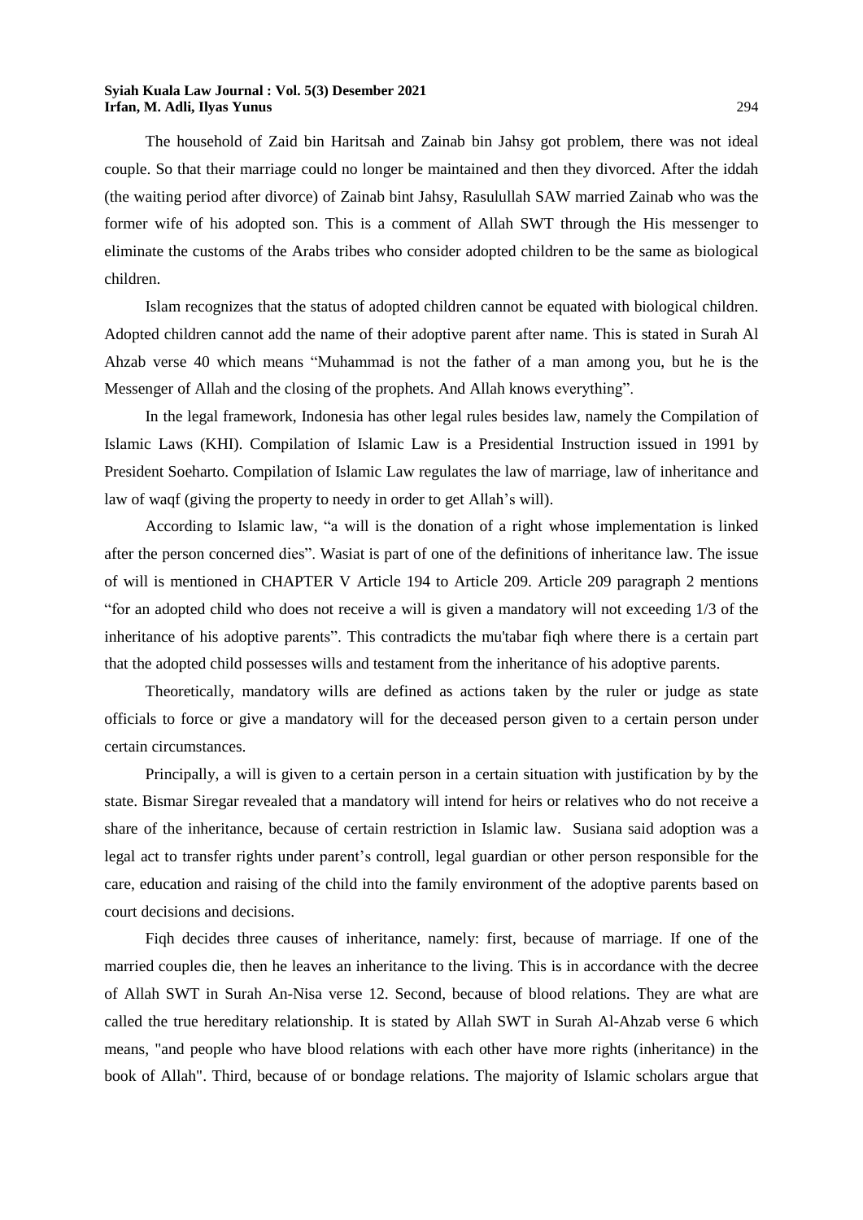The household of Zaid bin Haritsah and Zainab bin Jahsy got problem, there was not ideal couple. So that their marriage could no longer be maintained and then they divorced. After the iddah (the waiting period after divorce) of Zainab bint Jahsy, Rasulullah SAW married Zainab who was the former wife of his adopted son. This is a comment of Allah SWT through the His messenger to eliminate the customs of the Arabs tribes who consider adopted children to be the same as biological children.

Islam recognizes that the status of adopted children cannot be equated with biological children. Adopted children cannot add the name of their adoptive parent after name. This is stated in Surah Al Ahzab verse 40 which means "Muhammad is not the father of a man among you, but he is the Messenger of Allah and the closing of the prophets. And Allah knows everything".

In the legal framework, Indonesia has other legal rules besides law, namely the Compilation of Islamic Laws (KHI). Compilation of Islamic Law is a Presidential Instruction issued in 1991 by President Soeharto. Compilation of Islamic Law regulates the law of marriage, law of inheritance and law of waqf (giving the property to needy in order to get Allah's will).

According to Islamic law, "a will is the donation of a right whose implementation is linked after the person concerned dies". Wasiat is part of one of the definitions of inheritance law. The issue of will is mentioned in CHAPTER V Article 194 to Article 209. Article 209 paragraph 2 mentions "for an adopted child who does not receive a will is given a mandatory will not exceeding 1/3 of the inheritance of his adoptive parents". This contradicts the mu'tabar fiqh where there is a certain part that the adopted child possesses wills and testament from the inheritance of his adoptive parents.

Theoretically, mandatory wills are defined as actions taken by the ruler or judge as state officials to force or give a mandatory will for the deceased person given to a certain person under certain circumstances.

Principally, a will is given to a certain person in a certain situation with justification by by the state. Bismar Siregar revealed that a mandatory will intend for heirs or relatives who do not receive a share of the inheritance, because of certain restriction in Islamic law. Susiana said adoption was a legal act to transfer rights under parent's controll, legal guardian or other person responsible for the care, education and raising of the child into the family environment of the adoptive parents based on court decisions and decisions.

Fiqh decides three causes of inheritance, namely: first, because of marriage. If one of the married couples die, then he leaves an inheritance to the living. This is in accordance with the decree of Allah SWT in Surah An-Nisa verse 12. Second, because of blood relations. They are what are called the true hereditary relationship. It is stated by Allah SWT in Surah Al-Ahzab verse 6 which means, "and people who have blood relations with each other have more rights (inheritance) in the book of Allah". Third, because of or bondage relations. The majority of Islamic scholars argue that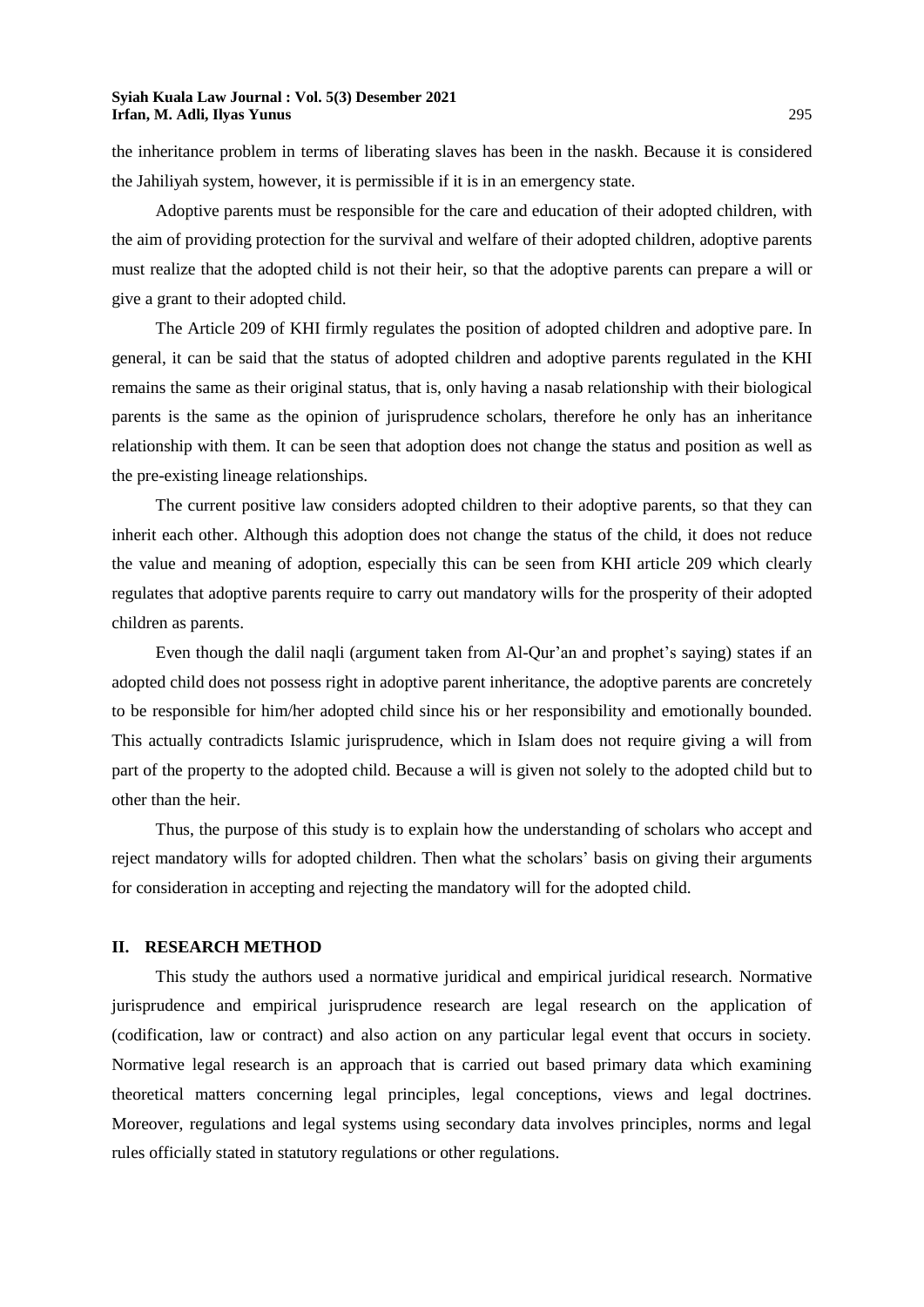the inheritance problem in terms of liberating slaves has been in the naskh. Because it is considered the Jahiliyah system, however, it is permissible if it is in an emergency state.

Adoptive parents must be responsible for the care and education of their adopted children, with the aim of providing protection for the survival and welfare of their adopted children, adoptive parents must realize that the adopted child is not their heir, so that the adoptive parents can prepare a will or give a grant to their adopted child.

The Article 209 of KHI firmly regulates the position of adopted children and adoptive pare. In general, it can be said that the status of adopted children and adoptive parents regulated in the KHI remains the same as their original status, that is, only having a nasab relationship with their biological parents is the same as the opinion of jurisprudence scholars, therefore he only has an inheritance relationship with them. It can be seen that adoption does not change the status and position as well as the pre-existing lineage relationships.

The current positive law considers adopted children to their adoptive parents, so that they can inherit each other. Although this adoption does not change the status of the child, it does not reduce the value and meaning of adoption, especially this can be seen from KHI article 209 which clearly regulates that adoptive parents require to carry out mandatory wills for the prosperity of their adopted children as parents.

Even though the dalil naqli (argument taken from Al-Qur'an and prophet's saying) states if an adopted child does not possess right in adoptive parent inheritance, the adoptive parents are concretely to be responsible for him/her adopted child since his or her responsibility and emotionally bounded. This actually contradicts Islamic jurisprudence, which in Islam does not require giving a will from part of the property to the adopted child. Because a will is given not solely to the adopted child but to other than the heir.

Thus, the purpose of this study is to explain how the understanding of scholars who accept and reject mandatory wills for adopted children. Then what the scholars' basis on giving their arguments for consideration in accepting and rejecting the mandatory will for the adopted child.

## II. RESEARCH METHOD

This study the authors used a normative juridical and empirical juridical research. Normative jurisprudence and empirical jurisprudence research are legal research on the application of (codification, law or contract) and also action on any particular legal event that occurs in society. Normative legal research is an approach that is carried out based primary data which examining theoretical matters concerning legal principles, legal conceptions, views and legal doctrines. Moreover, regulations and legal systems using secondary data involves principles, norms and legal rules officially stated in statutory regulations or other regulations.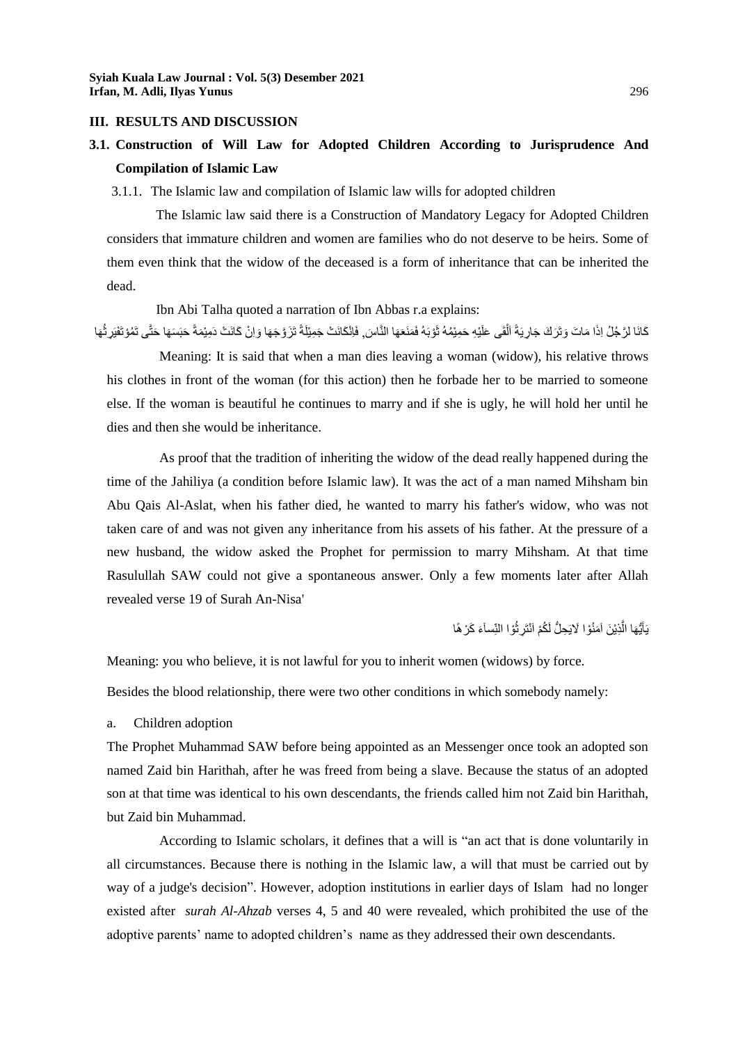## III. RESULTS AND DISCUSSION

### 3.1. Construction of Will Law for Adopted Children According to Jurisprudence And Compilation of Islamic Law

#### 3.1.1. The Islamic law and compilation of Islamic law wills for adopted children

The Islamic law said there is a Construction of Mandatory Legacy for Adopted Children considers that immature children and women are families who do not deserve to be heirs. Some of them even think that the widow of the deceased is a form of inheritance that can be inherited the dead.

Ibn Abi Talha quoted a narration of Ibn Abbas r.a explains:

كَانَا لرَّجُلُ اِذَا مَاتَ وَتَرَكَ جَارِيَةً اَلْقَى عَلَيْهِ حَمِيْمُهُ ثَوْبَهُ فَمَنَعَهَا النَّاسَ. فَاِنْكَانَتْ جَمِيْلَةً تَزَوَّجَهَا وَاِنْ كَانَتْ دَمِيْمَةً حَبَسَهَا حَتَّى تَمُوْتَفَيَرِثُهَا

Meaning: It is said that when a man dies leaving a woman (widow), his relative throws his clothes in front of the woman (for this action) then he forbade her to be married to someone else. If the woman is beautiful he continues to marry and if she is ugly, he will hold her until he dies and then she would be inheritance.

As proof that the tradition of inheriting the widow of the dead really happened during the time of the Jahiliya (a condition before Islamic law). It was the act of a man named Mihsham bin Abu Qais Al-Aslat, when his father died, he wanted to marry his father's widow, who was not taken care of and was not given any inheritance from his assets of his father. At the pressure of a new husband, the widow asked the Prophet for permission to marry Mihsham. At that time Rasulullah SAW could not give a spontaneous answer. Only a few moments later after Allah revealed verse 19 of Surah An-Nisa'

يَاَيُّهَا الَّذِيْنَ اَمَنُوْا لاَيَحِلُّ لَكُمْ اَنْتَرِثُوْا النِّساَءَ كَرْهًا

Meaning: you who believe, it is not lawful for you to inherit women (widows) by force.

Besides the blood relationship, there were two other conditions in which somebody namely:

a. Children adoption

The Prophet Muhammad SAW before being appointed as an Messenger once took an adopted son named Zaid bin Harithah, after he was freed from being a slave. Because the status of an adopted son at that time was identical to his own descendants, the friends called him not Zaid bin Harithah, but Zaid bin Muhammad.

According to Islamic scholars, it defines that a will is "an act that is done voluntarily in all circumstances. Because there is nothing in the Islamic law, a will that must be carried out by way of a judge's decision". However, adoption institutions in earlier days of Islam had no longer existed after *surah Al-Ahzab* verses 4, 5 and 40 were revealed, which prohibited the use of the adoptive parents' name to adopted children's name as they addressed their own descendants.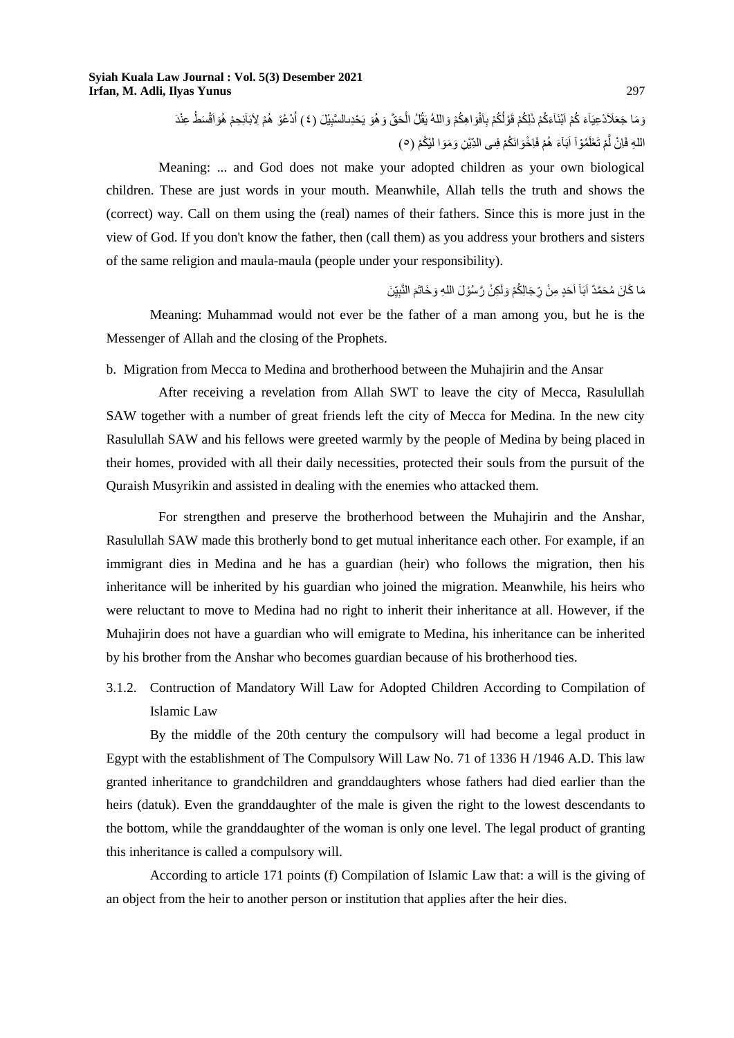وَمَا جَعَلَادْعِيَآءَ كُمْ اَبْنَآءَكُمْ ذَلِكُمْ قَوْلُكُمْ بِاَفْوَاهِكُمْ وَاللهُ يَقُلُ الْحَقَّ وَهُوَ يَحْدِىالسَّبِيْلَ (٤) اُدْعُوْ هُمْ لِاَبَآىِٕحِمْ هُوَاَقْسَطُ عِنْدَ اللهِ فَاِنْ لَّمْ تَعْلَمُوْآ اَبَآءَ هُمْ فَاِخْوَانَكُمْ فِىى الدِّيْنِ وَمَوَا لِيْكُمْ (٥)

Meaning: ... and God does not make your adopted children as your own biological children. These are just words in your mouth. Meanwhile, Allah tells the truth and shows the (correct) way. Call on them using the (real) names of their fathers. Since this is more just in the view of God. If you don't know the father, then (call them) as you address your brothers and sisters of the same religion and maula-maula (people under your responsibility).

مَا كَانَ مُحَمَّدٌ اَبَآ اَحَدٍ مِنْ رِّجَالِكُمْ وَلَكِنْ رَّسُوْلَ اللهِ وَخَاتَمَ النَّبِيِّنَ

Meaning: Muhammad would not ever be the father of a man among you, but he is the Messenger of Allah and the closing of the Prophets.

b. Migration from Mecca to Medina and brotherhood between the Muhajirin and the Ansar

After receiving a revelation from Allah SWT to leave the city of Mecca, Rasulullah SAW together with a number of great friends left the city of Mecca for Medina. In the new city Rasulullah SAW and his fellows were greeted warmly by the people of Medina by being placed in their homes, provided with all their daily necessities, protected their souls from the pursuit of the Quraish Musyrikin and assisted in dealing with the enemies who attacked them.

For strengthen and preserve the brotherhood between the Muhajirin and the Anshar, Rasulullah SAW made this brotherly bond to get mutual inheritance each other. For example, if an immigrant dies in Medina and he has a guardian (heir) who follows the migration, then his inheritance will be inherited by his guardian who joined the migration. Meanwhile, his heirs who were reluctant to move to Medina had no right to inherit their inheritance at all. However, if the Muhajirin does not have a guardian who will emigrate to Medina, his inheritance can be inherited by his brother from the Anshar who becomes guardian because of his brotherhood ties.

### 3.1.2. Contruction of Mandatory Will Law for Adopted Children According to Compilation of Islamic Law

By the middle of the 20th century the compulsory will had become a legal product in Egypt with the establishment of The Compulsory Will Law No. 71 of 1336 H /1946 A.D. This law granted inheritance to grandchildren and granddaughters whose fathers had died earlier than the heirs (datuk). Even the granddaughter of the male is given the right to the lowest descendants to the bottom, while the granddaughter of the woman is only one level. The legal product of granting this inheritance is called a compulsory will.

According to article 171 points (f) Compilation of Islamic Law that: a will is the giving of an object from the heir to another person or institution that applies after the heir dies.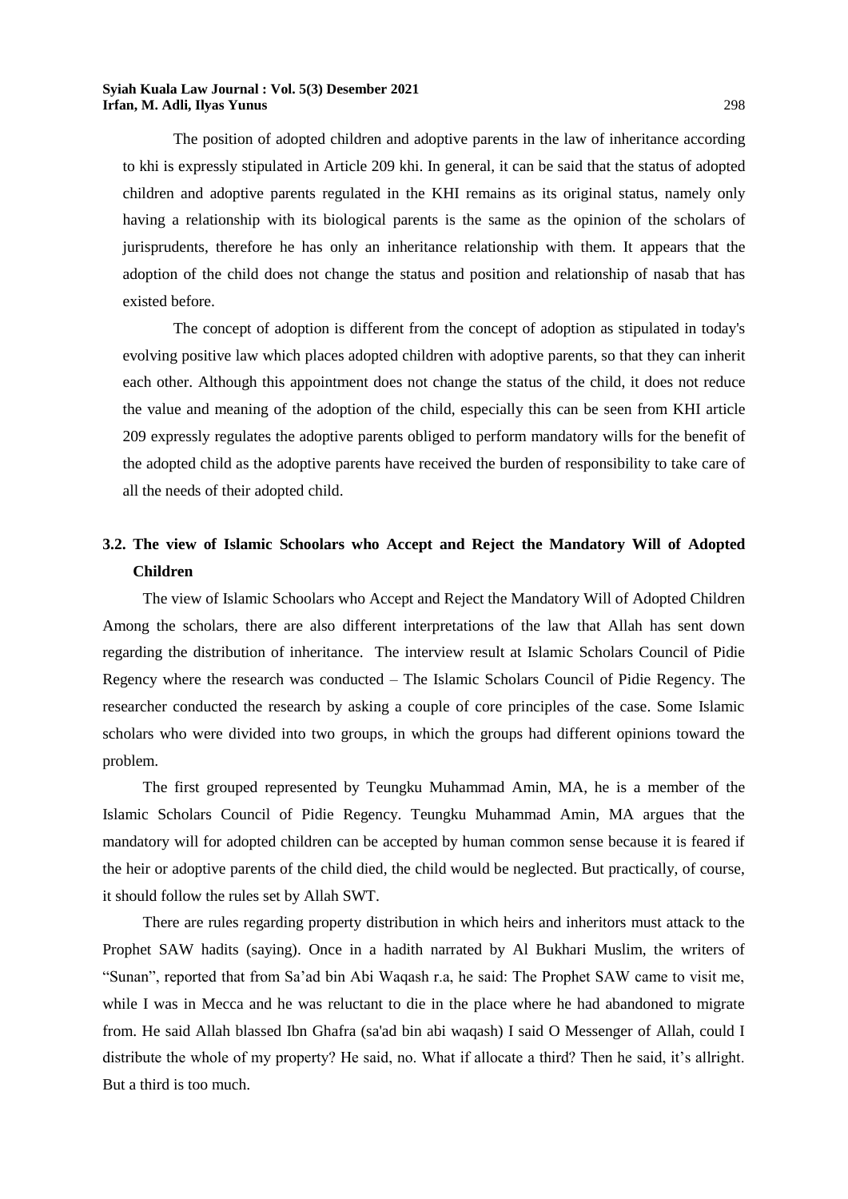The position of adopted children and adoptive parents in the law of inheritance according to khi is expressly stipulated in Article 209 khi. In general, it can be said that the status of adopted children and adoptive parents regulated in the KHI remains as its original status, namely only having a relationship with its biological parents is the same as the opinion of the scholars of jurisprudents, therefore he has only an inheritance relationship with them. It appears that the adoption of the child does not change the status and position and relationship of nasab that has existed before.

The concept of adoption is different from the concept of adoption as stipulated in today's evolving positive law which places adopted children with adoptive parents, so that they can inherit each other. Although this appointment does not change the status of the child, it does not reduce the value and meaning of the adoption of the child, especially this can be seen from KHI article 209 expressly regulates the adoptive parents obliged to perform mandatory wills for the benefit of the adopted child as the adoptive parents have received the burden of responsibility to take care of all the needs of their adopted child.

## 3.2. The view of Islamic Schoolars who Accept and Reject the Mandatory Will of Adopted Children

The view of Islamic Schoolars who Accept and Reject the Mandatory Will of Adopted Children Among the scholars, there are also different interpretations of the law that Allah has sent down regarding the distribution of inheritance. The interview result at Islamic Scholars Council of Pidie Regency where the research was conducted – The Islamic Scholars Council of Pidie Regency. The researcher conducted the research by asking a couple of core principles of the case. Some Islamic scholars who were divided into two groups, in which the groups had different opinions toward the problem.

The first grouped represented by Teungku Muhammad Amin, MA, he is a member of the Islamic Scholars Council of Pidie Regency. Teungku Muhammad Amin, MA argues that the mandatory will for adopted children can be accepted by human common sense because it is feared if the heir or adoptive parents of the child died, the child would be neglected. But practically, of course, it should follow the rules set by Allah SWT.

There are rules regarding property distribution in which heirs and inheritors must attack to the Prophet SAW hadits (saying). Once in a hadith narrated by Al Bukhari Muslim, the writers of "Sunan", reported that from Sa'ad bin Abi Waqash r.a, he said: The Prophet SAW came to visit me, while I was in Mecca and he was reluctant to die in the place where he had abandoned to migrate from. He said Allah blassed Ibn Ghafra (sa'ad bin abi waqash) I said O Messenger of Allah, could I distribute the whole of my property? He said, no. What if allocate a third? Then he said, it's allright. But a third is too much.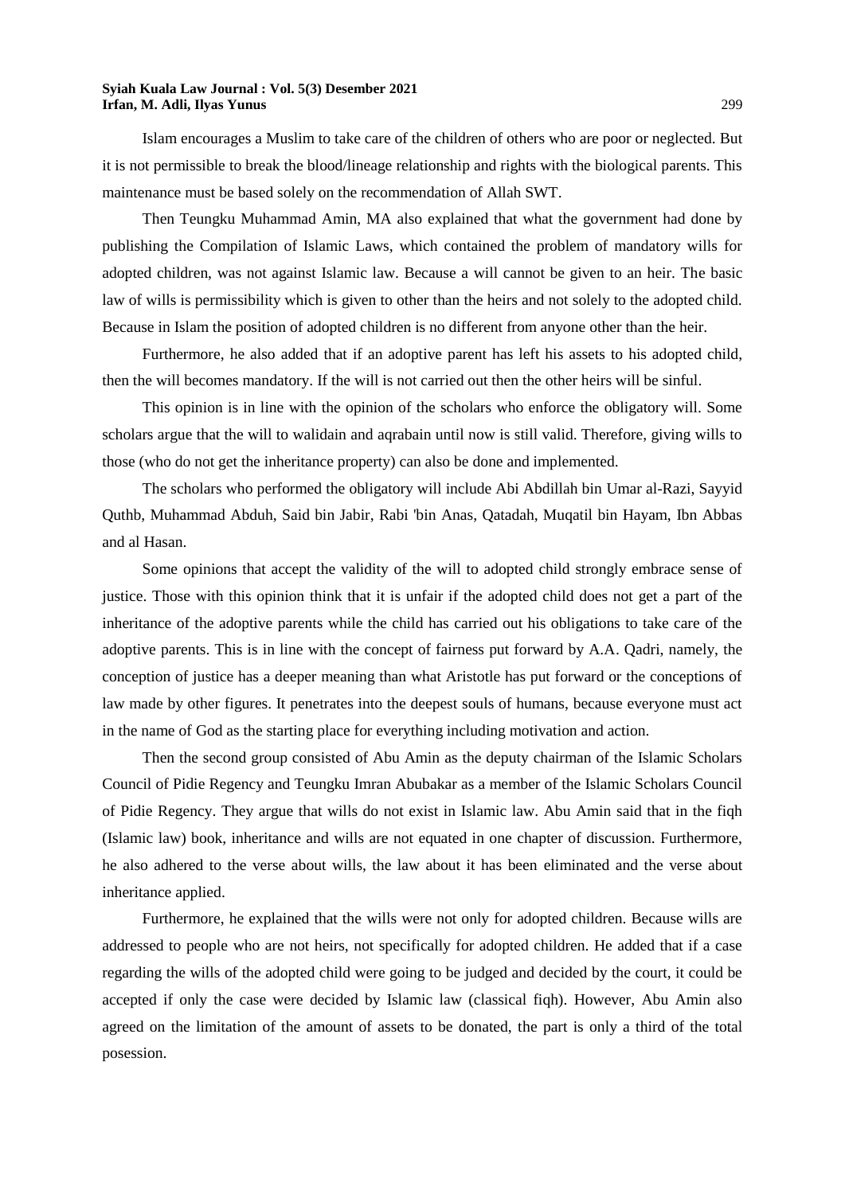Islam encourages a Muslim to take care of the children of others who are poor or neglected. But it is not permissible to break the blood/lineage relationship and rights with the biological parents. This maintenance must be based solely on the recommendation of Allah SWT.

Then Teungku Muhammad Amin, MA also explained that what the government had done by publishing the Compilation of Islamic Laws, which contained the problem of mandatory wills for adopted children, was not against Islamic law. Because a will cannot be given to an heir. The basic law of wills is permissibility which is given to other than the heirs and not solely to the adopted child. Because in Islam the position of adopted children is no different from anyone other than the heir.

Furthermore, he also added that if an adoptive parent has left his assets to his adopted child, then the will becomes mandatory. If the will is not carried out then the other heirs will be sinful.

This opinion is in line with the opinion of the scholars who enforce the obligatory will. Some scholars argue that the will to walidain and aqrabain until now is still valid. Therefore, giving wills to those (who do not get the inheritance property) can also be done and implemented.

The scholars who performed the obligatory will include Abi Abdillah bin Umar al-Razi, Sayyid Quthb, Muhammad Abduh, Said bin Jabir, Rabi 'bin Anas, Qatadah, Muqatil bin Hayam, Ibn Abbas and al Hasan.

Some opinions that accept the validity of the will to adopted child strongly embrace sense of justice. Those with this opinion think that it is unfair if the adopted child does not get a part of the inheritance of the adoptive parents while the child has carried out his obligations to take care of the adoptive parents. This is in line with the concept of fairness put forward by A.A. Qadri, namely, the conception of justice has a deeper meaning than what Aristotle has put forward or the conceptions of law made by other figures. It penetrates into the deepest souls of humans, because everyone must act in the name of God as the starting place for everything including motivation and action.

Then the second group consisted of Abu Amin as the deputy chairman of the Islamic Scholars Council of Pidie Regency and Teungku Imran Abubakar as a member of the Islamic Scholars Council of Pidie Regency. They argue that wills do not exist in Islamic law. Abu Amin said that in the fiqh (Islamic law) book, inheritance and wills are not equated in one chapter of discussion. Furthermore, he also adhered to the verse about wills, the law about it has been eliminated and the verse about inheritance applied.

Furthermore, he explained that the wills were not only for adopted children. Because wills are addressed to people who are not heirs, not specifically for adopted children. He added that if a case regarding the wills of the adopted child were going to be judged and decided by the court, it could be accepted if only the case were decided by Islamic law (classical fiqh). However, Abu Amin also agreed on the limitation of the amount of assets to be donated, the part is only a third of the total posession.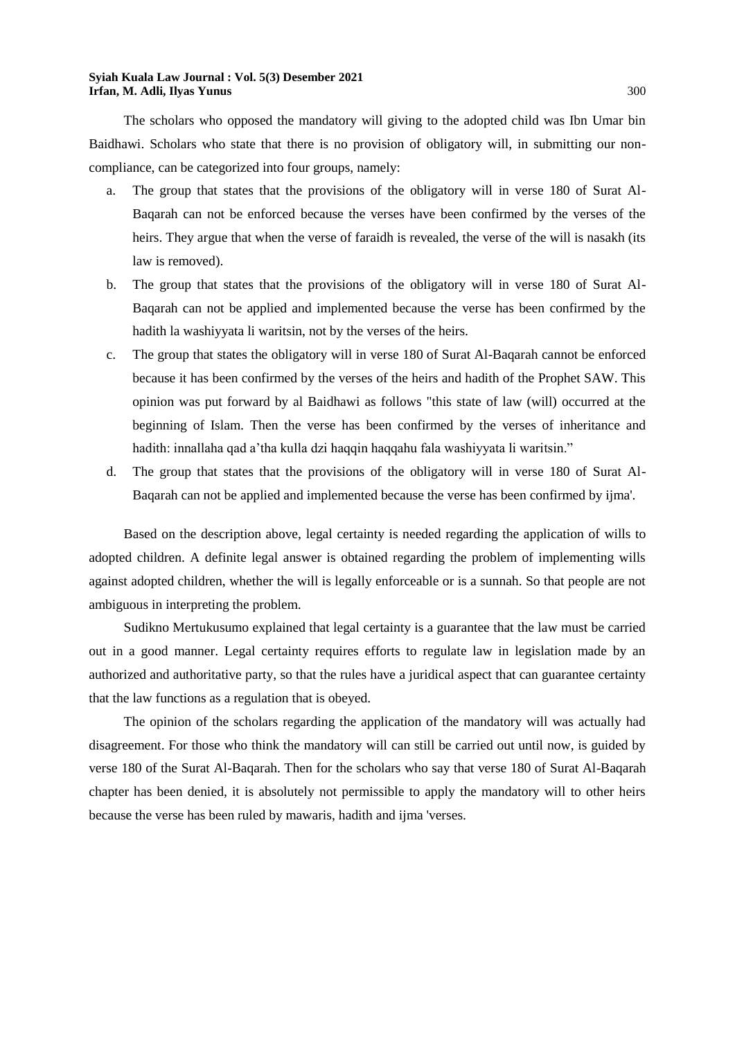The scholars who opposed the mandatory will giving to the adopted child was Ibn Umar bin Baidhawi. Scholars who state that there is no provision of obligatory will, in submitting our non-compliance, can be categorized into four groups, namely:

a. The group that states that the provisions of the obligatory will in verse 180 of Surat Al-Baqarah can not be enforced because the verses have been confirmed by the verses of the heirs. They argue that when the verse of faraidh is revealed, the verse of the will is nasakh (its law is removed).
b. The group that states that the provisions of the obligatory will in verse 180 of Surat Al-Baqarah can not be applied and implemented because the verse has been confirmed by the hadith la washiyyata li waritsin, not by the verses of the heirs.
c. The group that states the obligatory will in verse 180 of Surat Al-Baqarah cannot be enforced because it has been confirmed by the verses of the heirs and hadith of the Prophet SAW. This opinion was put forward by al Baidhawi as follows "this state of law (will) occurred at the beginning of Islam. Then the verse has been confirmed by the verses of inheritance and hadith: innallaha qad a'tha kulla dzi haqqin haqqahu fala washiyyata li waritsin."
d. The group that states that the provisions of the obligatory will in verse 180 of Surat Al-Baqarah can not be applied and implemented because the verse has been confirmed by ijma'.

Based on the description above, legal certainty is needed regarding the application of wills to adopted children. A definite legal answer is obtained regarding the problem of implementing wills against adopted children, whether the will is legally enforceable or is a sunnah. So that people are not ambiguous in interpreting the problem.

Sudikno Mertukusumo explained that legal certainty is a guarantee that the law must be carried out in a good manner. Legal certainty requires efforts to regulate law in legislation made by an authorized and authoritative party, so that the rules have a juridical aspect that can guarantee certainty that the law functions as a regulation that is obeyed.

The opinion of the scholars regarding the application of the mandatory will was actually had disagreement. For those who think the mandatory will can still be carried out until now, is guided by verse 180 of the Surat Al-Baqarah. Then for the scholars who say that verse 180 of Surat Al-Baqarah chapter has been denied, it is absolutely not permissible to apply the mandatory will to other heirs because the verse has been ruled by mawaris, hadith and ijma 'verses.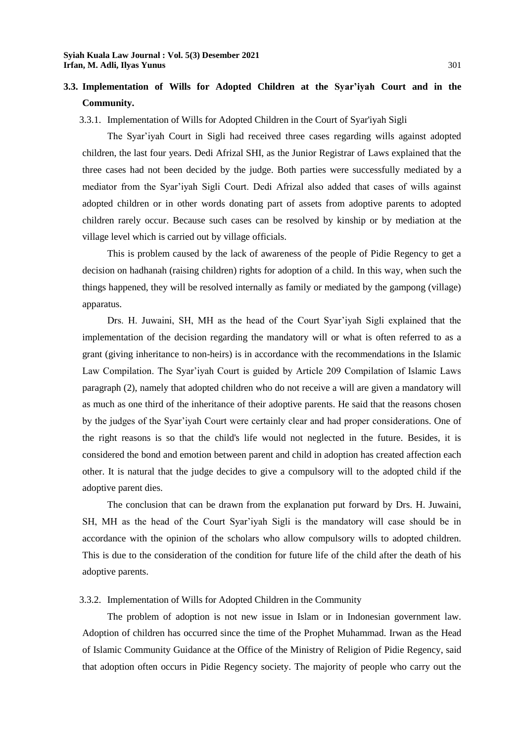## 3.3. Implementation of Wills for Adopted Children at the Syar'iyah Court and in the Community.

### 3.3.1. Implementation of Wills for Adopted Children in the Court of Syar'iyah Sigli

The Syar'iyah Court in Sigli had received three cases regarding wills against adopted children, the last four years. Dedi Afrizal SHI, as the Junior Registrar of Laws explained that the three cases had not been decided by the judge. Both parties were successfully mediated by a mediator from the Syar'iyah Sigli Court. Dedi Afrizal also added that cases of wills against adopted children or in other words donating part of assets from adoptive parents to adopted children rarely occur. Because such cases can be resolved by kinship or by mediation at the village level which is carried out by village officials.

This is problem caused by the lack of awareness of the people of Pidie Regency to get a decision on hadhanah (raising children) rights for adoption of a child. In this way, when such the things happened, they will be resolved internally as family or mediated by the gampong (village) apparatus.

Drs. H. Juwaini, SH, MH as the head of the Court Syar'iyah Sigli explained that the implementation of the decision regarding the mandatory will or what is often referred to as a grant (giving inheritance to non-heirs) is in accordance with the recommendations in the Islamic Law Compilation. The Syar'iyah Court is guided by Article 209 Compilation of Islamic Laws paragraph (2), namely that adopted children who do not receive a will are given a mandatory will as much as one third of the inheritance of their adoptive parents. He said that the reasons chosen by the judges of the Syar'iyah Court were certainly clear and had proper considerations. One of the right reasons is so that the child's life would not neglected in the future. Besides, it is considered the bond and emotion between parent and child in adoption has created affection each other. It is natural that the judge decides to give a compulsory will to the adopted child if the adoptive parent dies.

The conclusion that can be drawn from the explanation put forward by Drs. H. Juwaini, SH, MH as the head of the Court Syar'iyah Sigli is the mandatory will case should be in accordance with the opinion of the scholars who allow compulsory wills to adopted children. This is due to the consideration of the condition for future life of the child after the death of his adoptive parents.

### 3.3.2. Implementation of Wills for Adopted Children in the Community

The problem of adoption is not new issue in Islam or in Indonesian government law. Adoption of children has occurred since the time of the Prophet Muhammad. Irwan as the Head of Islamic Community Guidance at the Office of the Ministry of Religion of Pidie Regency, said that adoption often occurs in Pidie Regency society. The majority of people who carry out the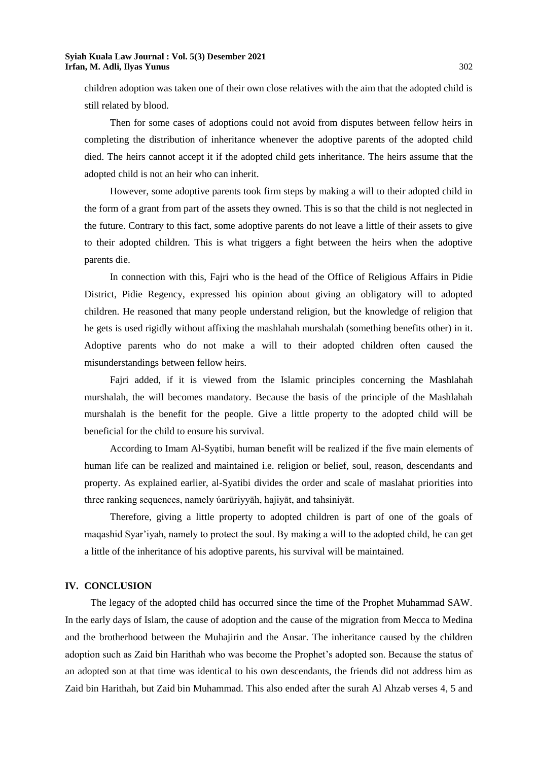children adoption was taken one of their own close relatives with the aim that the adopted child is still related by blood.

Then for some cases of adoptions could not avoid from disputes between fellow heirs in completing the distribution of inheritance whenever the adoptive parents of the adopted child died. The heirs cannot accept it if the adopted child gets inheritance. The heirs assume that the adopted child is not an heir who can inherit.

However, some adoptive parents took firm steps by making a will to their adopted child in the form of a grant from part of the assets they owned. This is so that the child is not neglected in the future. Contrary to this fact, some adoptive parents do not leave a little of their assets to give to their adopted children. This is what triggers a fight between the heirs when the adoptive parents die.

In connection with this, Fajri who is the head of the Office of Religious Affairs in Pidie District, Pidie Regency, expressed his opinion about giving an obligatory will to adopted children. He reasoned that many people understand religion, but the knowledge of religion that he gets is used rigidly without affixing the mashlahah murshalah (something benefits other) in it. Adoptive parents who do not make a will to their adopted children often caused the misunderstandings between fellow heirs.

Fajri added, if it is viewed from the Islamic principles concerning the Mashlahah murshalah, the will becomes mandatory. Because the basis of the principle of the Mashlahah murshalah is the benefit for the people. Give a little property to the adopted child will be beneficial for the child to ensure his survival.

According to Imam Al-Syaṭibi, human benefit will be realized if the five main elements of human life can be realized and maintained i.e. religion or belief, soul, reason, descendants and property. As explained earlier, al-Syatibi divides the order and scale of maslahat priorities into three ranking sequences, namely ύarūriyyāh, hajiyāt, and tahsiniyāt.

Therefore, giving a little property to adopted children is part of one of the goals of maqashid Syar'iyah, namely to protect the soul. By making a will to the adopted child, he can get a little of the inheritance of his adoptive parents, his survival will be maintained.

## IV. CONCLUSION

The legacy of the adopted child has occurred since the time of the Prophet Muhammad SAW. In the early days of Islam, the cause of adoption and the cause of the migration from Mecca to Medina and the brotherhood between the Muhajirin and the Ansar. The inheritance caused by the children adoption such as Zaid bin Harithah who was become the Prophet's adopted son. Because the status of an adopted son at that time was identical to his own descendants, the friends did not address him as Zaid bin Harithah, but Zaid bin Muhammad. This also ended after the surah Al Ahzab verses 4, 5 and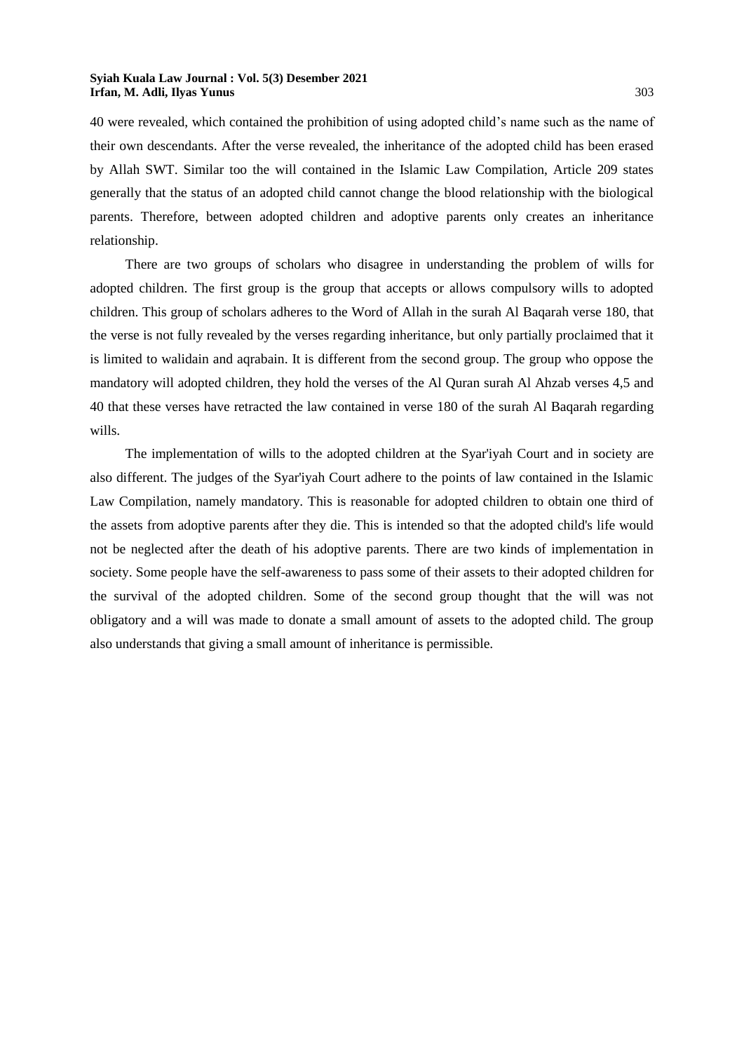40 were revealed, which contained the prohibition of using adopted child's name such as the name of their own descendants. After the verse revealed, the inheritance of the adopted child has been erased by Allah SWT. Similar too the will contained in the Islamic Law Compilation, Article 209 states generally that the status of an adopted child cannot change the blood relationship with the biological parents. Therefore, between adopted children and adoptive parents only creates an inheritance relationship.

There are two groups of scholars who disagree in understanding the problem of wills for adopted children. The first group is the group that accepts or allows compulsory wills to adopted children. This group of scholars adheres to the Word of Allah in the surah Al Baqarah verse 180, that the verse is not fully revealed by the verses regarding inheritance, but only partially proclaimed that it is limited to walidain and aqrabain. It is different from the second group. The group who oppose the mandatory will adopted children, they hold the verses of the Al Quran surah Al Ahzab verses 4,5 and 40 that these verses have retracted the law contained in verse 180 of the surah Al Baqarah regarding wills.

The implementation of wills to the adopted children at the Syar'iyah Court and in society are also different. The judges of the Syar'iyah Court adhere to the points of law contained in the Islamic Law Compilation, namely mandatory. This is reasonable for adopted children to obtain one third of the assets from adoptive parents after they die. This is intended so that the adopted child's life would not be neglected after the death of his adoptive parents. There are two kinds of implementation in society. Some people have the self-awareness to pass some of their assets to their adopted children for the survival of the adopted children. Some of the second group thought that the will was not obligatory and a will was made to donate a small amount of assets to the adopted child. The group also understands that giving a small amount of inheritance is permissible.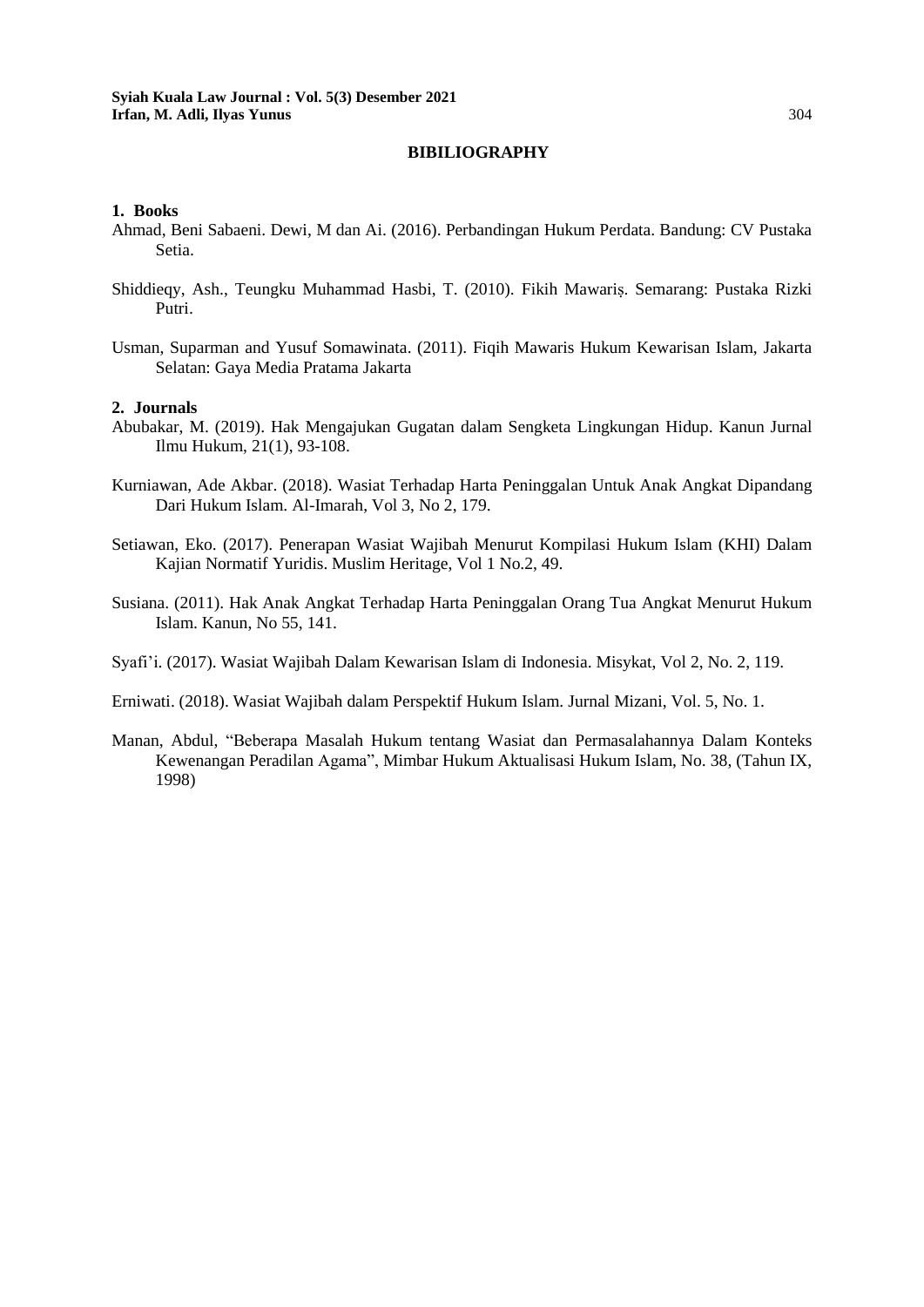## BIBILIOGRAPHY

### 1. Books

Ahmad, Beni Sabaeni. Dewi, M dan Ai. (2016). Perbandingan Hukum Perdata. Bandung: CV Pustaka Setia.

Shiddieqy, Ash., Teungku Muhammad Hasbi, T. (2010). Fikih Mawariṣ. Semarang: Pustaka Rizki Putri.

Usman, Suparman and Yusuf Somawinata. (2011). Fiqih Mawaris Hukum Kewarisan Islam, Jakarta Selatan: Gaya Media Pratama Jakarta

### 2. Journals

Abubakar, M. (2019). Hak Mengajukan Gugatan dalam Sengketa Lingkungan Hidup. Kanun Jurnal Ilmu Hukum, 21(1), 93-108.

Kurniawan, Ade Akbar. (2018). Wasiat Terhadap Harta Peninggalan Untuk Anak Angkat Dipandang Dari Hukum Islam. Al-Imarah, Vol 3, No 2, 179.

Setiawan, Eko. (2017). Penerapan Wasiat Wajibah Menurut Kompilasi Hukum Islam (KHI) Dalam Kajian Normatif Yuridis. Muslim Heritage, Vol 1 No.2, 49.

Susiana. (2011). Hak Anak Angkat Terhadap Harta Peninggalan Orang Tua Angkat Menurut Hukum Islam. Kanun, No 55, 141.

Syafi'i. (2017). Wasiat Wajibah Dalam Kewarisan Islam di Indonesia. Misykat, Vol 2, No. 2, 119.

Erniwati. (2018). Wasiat Wajibah dalam Perspektif Hukum Islam. Jurnal Mizani, Vol. 5, No. 1.

Manan, Abdul, "Beberapa Masalah Hukum tentang Wasiat dan Permasalahannya Dalam Konteks Kewenangan Peradilan Agama", Mimbar Hukum Aktualisasi Hukum Islam, No. 38, (Tahun IX, 1998)